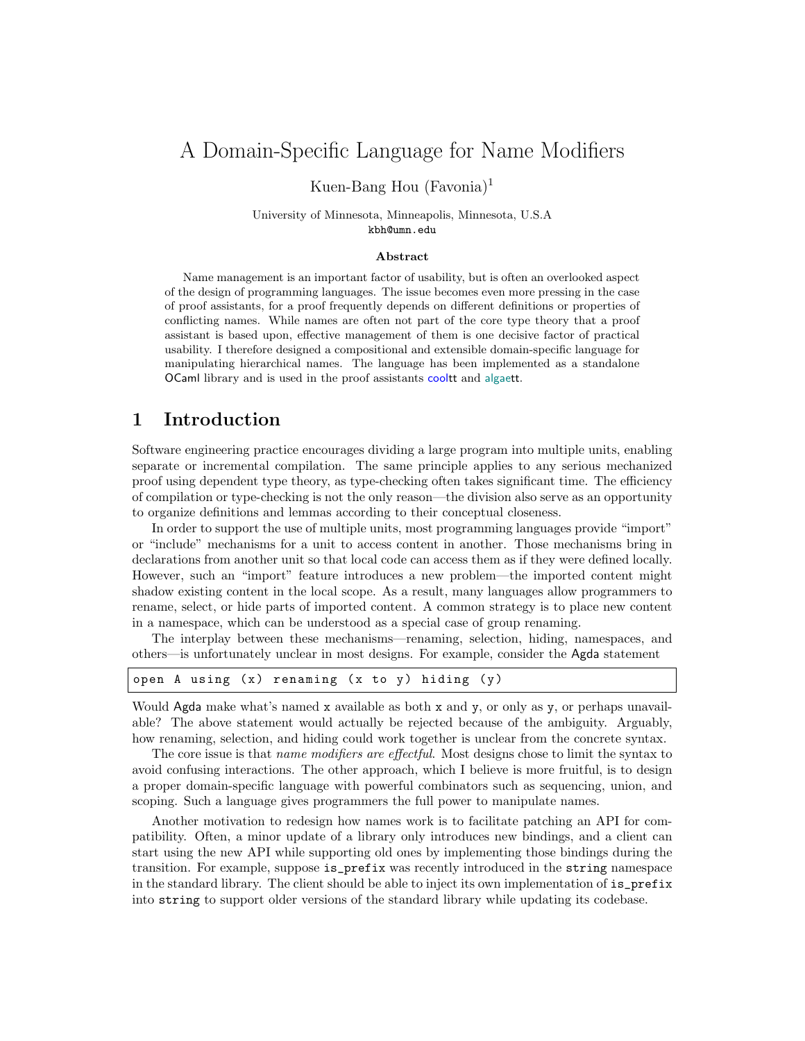# A Domain-Specific Language for Name Modifiers

Kuen-Bang Hou (Favonia)[1]

University of Minnesota, Minneapolis, Minnesota, U.S.A
kbh@umn.edu

### Abstract

Name management is an important factor of usability, but is often an overlooked aspect of the design of programming languages. The issue becomes even more pressing in the case of proof assistants, for a proof frequently depends on different definitions or properties of conflicting names. While names are often not part of the core type theory that a proof assistant is based upon, effective management of them is one decisive factor of practical usability. I therefore designed a compositional and extensible domain-specific language for manipulating hierarchical names. The language has been implemented as a standalone OCaml library and is used in the proof assistants cooltt and algaett.

## 1 Introduction

Software engineering practice encourages dividing a large program into multiple units, enabling separate or incremental compilation. The same principle applies to any serious mechanized proof using dependent type theory, as type-checking often takes significant time. The efficiency of compilation or type-checking is not the only reason—the division also serve as an opportunity to organize definitions and lemmas according to their conceptual closeness.

In order to support the use of multiple units, most programming languages provide "import" or "include" mechanisms for a unit to access content in another. Those mechanisms bring in declarations from another unit so that local code can access them as if they were defined locally. However, such an "import" feature introduces a new problem—the imported content might shadow existing content in the local scope. As a result, many languages allow programmers to rename, select, or hide parts of imported content. A common strategy is to place new content in a namespace, which can be understood as a special case of group renaming.

The interplay between these mechanisms—renaming, selection, hiding, namespaces, and others—is unfortunately unclear in most designs. For example, consider the Agda statement

```
open A using (x) renaming (x to y) hiding (y)
```

Would Agda make what's named `x` available as both `x` and `y`, or only as `y`, or perhaps unavailable? The above statement would actually be rejected because of the ambiguity. Arguably, how renaming, selection, and hiding could work together is unclear from the concrete syntax.

The core issue is that *name modifiers are effectful*. Most designs chose to limit the syntax to avoid confusing interactions. The other approach, which I believe is more fruitful, is to design a proper domain-specific language with powerful combinators such as sequencing, union, and scoping. Such a language gives programmers the full power to manipulate names.

Another motivation to redesign how names work is to facilitate patching an API for compatibility. Often, a minor update of a library only introduces new bindings, and a client can start using the new API while supporting old ones by implementing those bindings during the transition. For example, suppose `is_prefix` was recently introduced in the `string` namespace in the standard library. The client should be able to inject its own implementation of `is_prefix` into `string` to support older versions of the standard library while updating its codebase.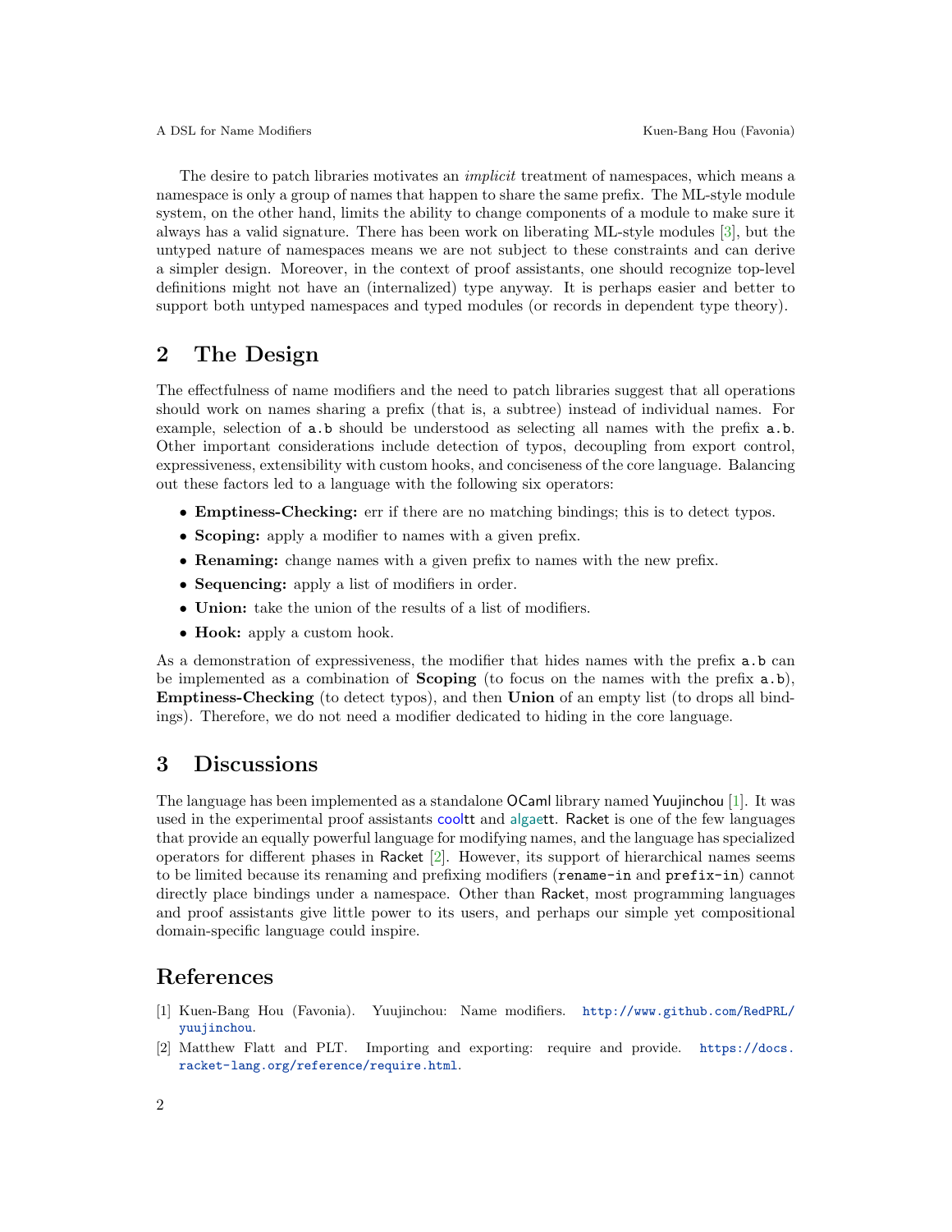The desire to patch libraries motivates an *implicit* treatment of namespaces, which means a namespace is only a group of names that happen to share the same prefix. The ML-style module system, on the other hand, limits the ability to change components of a module to make sure it always has a valid signature. There has been work on liberating ML-style modules [3], but the untyped nature of namespaces means we are not subject to these constraints and can derive a simpler design. Moreover, in the context of proof assistants, one should recognize top-level definitions might not have an (internalized) type anyway. It is perhaps easier and better to support both untyped namespaces and typed modules (or records in dependent type theory).

## 2 The Design

The effectfulness of name modifiers and the need to patch libraries suggest that all operations should work on names sharing a prefix (that is, a subtree) instead of individual names. For example, selection of `a.b` should be understood as selecting all names with the prefix `a.b`. Other important considerations include detection of typos, decoupling from export control, expressiveness, extensibility with custom hooks, and conciseness of the core language. Balancing out these factors led to a language with the following six operators:

- **Emptiness-Checking:** err if there are no matching bindings; this is to detect typos.
- **Scoping:** apply a modifier to names with a given prefix.
- **Renaming:** change names with a given prefix to names with the new prefix.
- **Sequencing:** apply a list of modifiers in order.
- **Union:** take the union of the results of a list of modifiers.
- **Hook:** apply a custom hook.

As a demonstration of expressiveness, the modifier that hides names with the prefix `a.b` can be implemented as a combination of **Scoping** (to focus on the names with the prefix `a.b`), **Emptiness-Checking** (to detect typos), and then **Union** of an empty list (to drops all bindings). Therefore, we do not need a modifier dedicated to hiding in the core language.

## 3 Discussions

The language has been implemented as a standalone OCaml library named Yuujinchou [1]. It was used in the experimental proof assistants cooltt and algaett. Racket is one of the few languages that provide an equally powerful language for modifying names, and the language has specialized operators for different phases in Racket [2]. However, its support of hierarchical names seems to be limited because its renaming and prefixing modifiers (`rename-in` and `prefix-in`) cannot directly place bindings under a namespace. Other than Racket, most programming languages and proof assistants give little power to its users, and perhaps our simple yet compositional domain-specific language could inspire.

## References

[1] Kuen-Bang Hou (Favonia). Yuujinchou: Name modifiers. http://www.github.com/RedPRL/yuujinchou.

[2] Matthew Flatt and PLT. Importing and exporting: require and provide. https://docs.racket-lang.org/reference/require.html.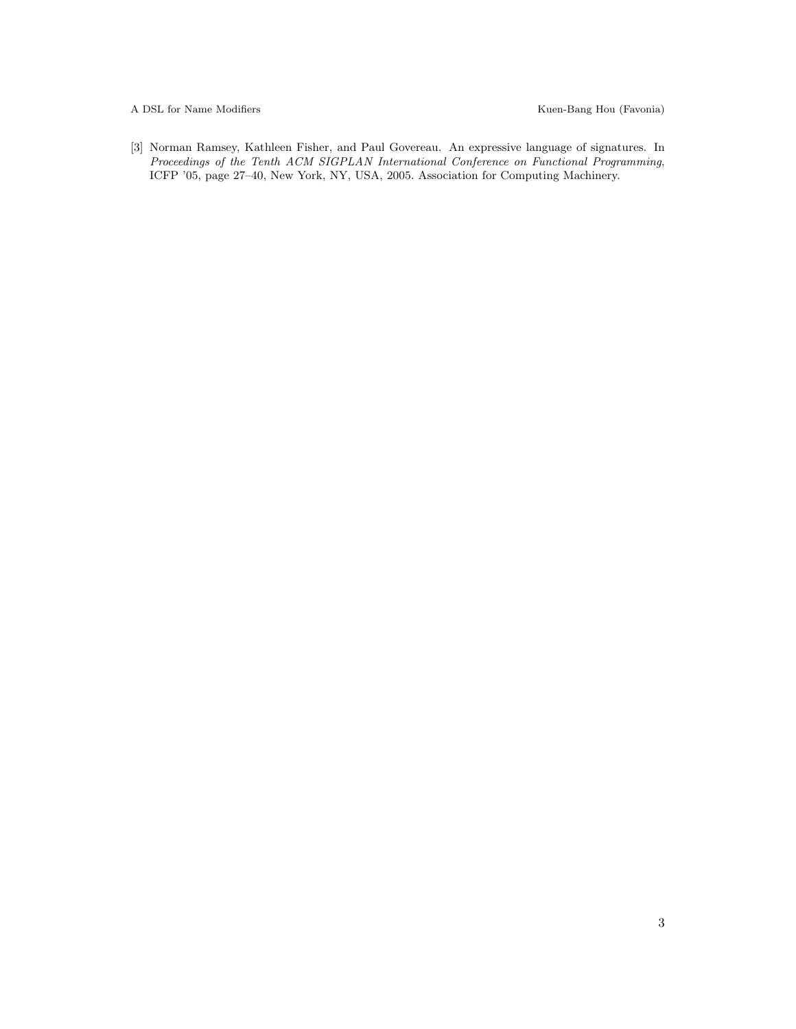[3] Norman Ramsey, Kathleen Fisher, and Paul Govereau. An expressive language of signatures. In *Proceedings of the Tenth ACM SIGPLAN International Conference on Functional Programming*, ICFP '05, page 27–40, New York, NY, USA, 2005. Association for Computing Machinery.